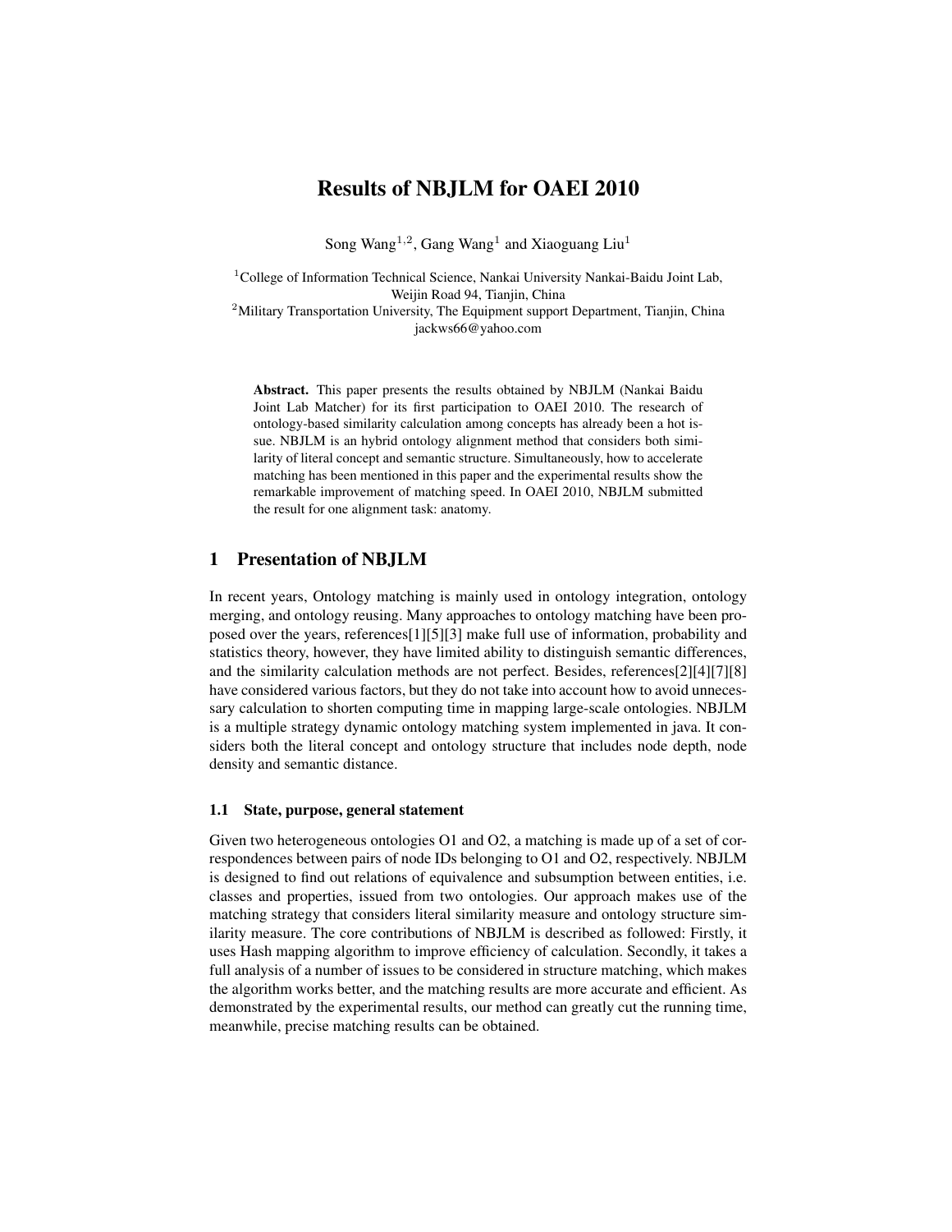# Results of NBJLM for OAEI 2010

Song Wang[1,2], Gang Wang[1] and Xiaoguang Liu[1]

[1]College of Information Technical Science, Nankai University Nankai-Baidu Joint Lab, Weijin Road 94, Tianjin, China
[2]Military Transportation University, The Equipment support Department, Tianjin, China
jackws66@yahoo.com

**Abstract.** This paper presents the results obtained by NBJLM (Nankai Baidu Joint Lab Matcher) for its first participation to OAEI 2010. The research of ontology-based similarity calculation among concepts has already been a hot issue. NBJLM is an hybrid ontology alignment method that considers both similarity of literal concept and semantic structure. Simultaneously, how to accelerate matching has been mentioned in this paper and the experimental results show the remarkable improvement of matching speed. In OAEI 2010, NBJLM submitted the result for one alignment task: anatomy.

## 1 Presentation of NBJLM

In recent years, Ontology matching is mainly used in ontology integration, ontology merging, and ontology reusing. Many approaches to ontology matching have been proposed over the years, references[1][5][3] make full use of information, probability and statistics theory, however, they have limited ability to distinguish semantic differences, and the similarity calculation methods are not perfect. Besides, references[2][4][7][8] have considered various factors, but they do not take into account how to avoid unnecessary calculation to shorten computing time in mapping large-scale ontologies. NBJLM is a multiple strategy dynamic ontology matching system implemented in java. It considers both the literal concept and ontology structure that includes node depth, node density and semantic distance.

### 1.1 State, purpose, general statement

Given two heterogeneous ontologies O1 and O2, a matching is made up of a set of correspondences between pairs of node IDs belonging to O1 and O2, respectively. NBJLM is designed to find out relations of equivalence and subsumption between entities, i.e. classes and properties, issued from two ontologies. Our approach makes use of the matching strategy that considers literal similarity measure and ontology structure similarity measure. The core contributions of NBJLM is described as followed: Firstly, it uses Hash mapping algorithm to improve efficiency of calculation. Secondly, it takes a full analysis of a number of issues to be considered in structure matching, which makes the algorithm works better, and the matching results are more accurate and efficient. As demonstrated by the experimental results, our method can greatly cut the running time, meanwhile, precise matching results can be obtained.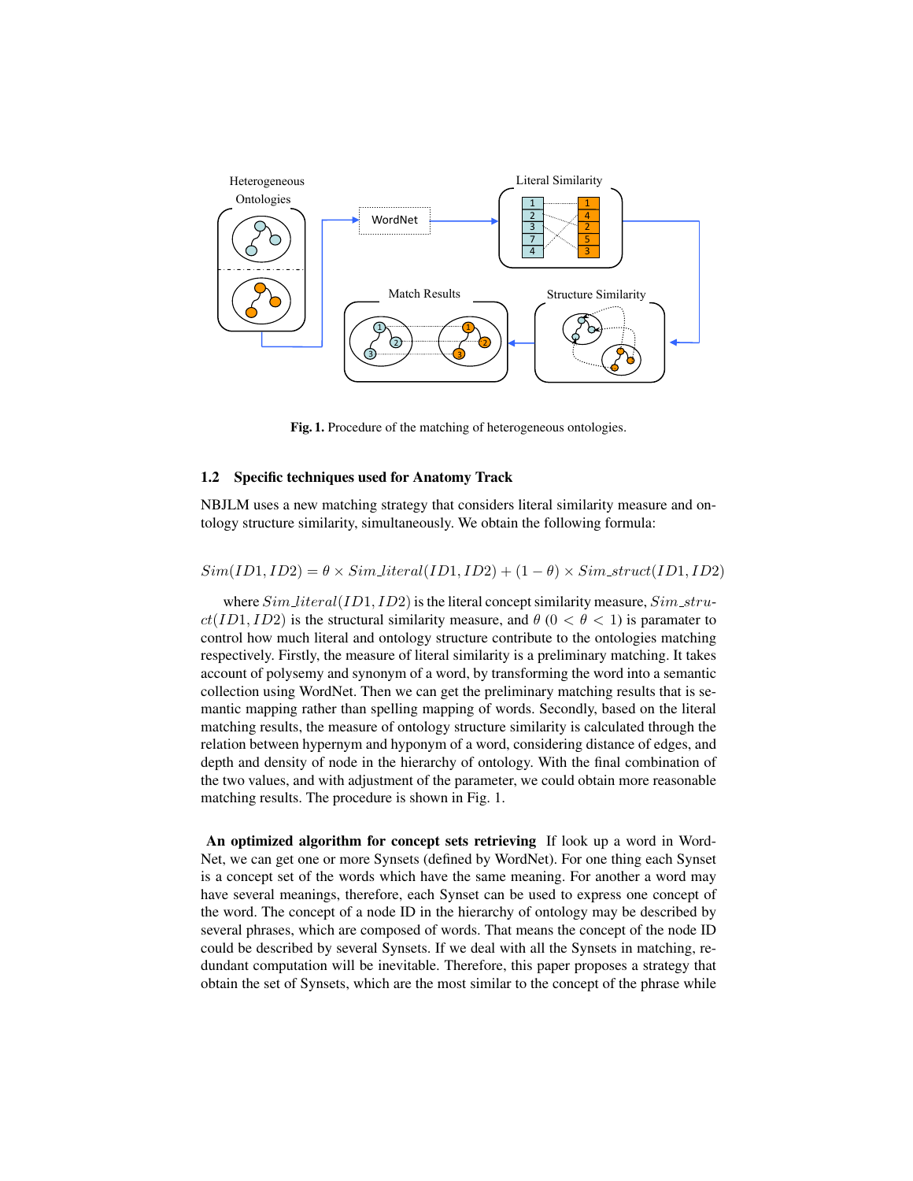Fig. 1. Procedure of the matching of heterogeneous ontologies.

### 1.2 Specific techniques used for Anatomy Track

NBJLM uses a new matching strategy that considers literal similarity measure and ontology structure similarity, simultaneously. We obtain the following formula:

$$Sim(ID1, ID2) = \theta \times Sim\_literal(ID1, ID2) + (1 - \theta) \times Sim\_struct(ID1, ID2)$$

where $Sim\_literal(ID1, ID2)$ is the literal concept similarity measure, $Sim\_struct(ID1, ID2)$ is the structural similarity measure, and $\theta$ ($0 < \theta < 1$) is paramater to control how much literal and ontology structure contribute to the ontologies matching respectively. Firstly, the measure of literal similarity is a preliminary matching. It takes account of polysemy and synonym of a word, by transforming the word into a semantic collection using WordNet. Then we can get the preliminary matching results that is semantic mapping rather than spelling mapping of words. Secondly, based on the literal matching results, the measure of ontology structure similarity is calculated through the relation between hypernym and hyponym of a word, considering distance of edges, and depth and density of node in the hierarchy of ontology. With the final combination of the two values, and with adjustment of the parameter, we could obtain more reasonable matching results. The procedure is shown in Fig. 1.

**An optimized algorithm for concept sets retrieving** If look up a word in WordNet, we can get one or more Synsets (defined by WordNet). For one thing each Synset is a concept set of the words which have the same meaning. For another a word may have several meanings, therefore, each Synset can be used to express one concept of the word. The concept of a node ID in the hierarchy of ontology may be described by several phrases, which are composed of words. That means the concept of the node ID could be described by several Synsets. If we deal with all the Synsets in matching, redundant computation will be inevitable. Therefore, this paper proposes a strategy that obtain the set of Synsets, which are the most similar to the concept of the phrase while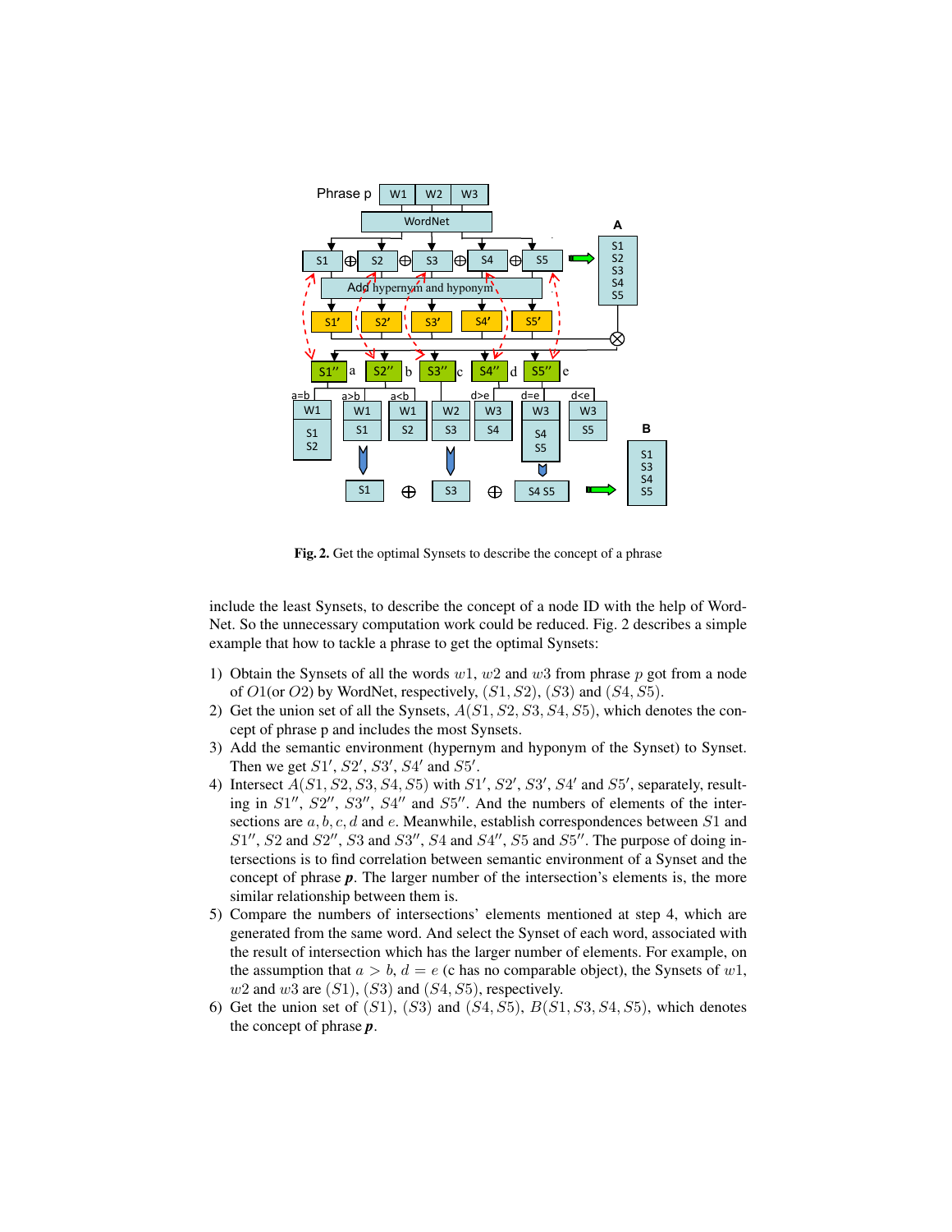Fig. 2. Get the optimal Synsets to describe the concept of a phrase

include the least Synsets, to describe the concept of a node ID with the help of WordNet. So the unnecessary computation work could be reduced. Fig. 2 describes a simple example that how to tackle a phrase to get the optimal Synsets:

1) Obtain the Synsets of all the words $w1$, $w2$ and $w3$ from phrase $p$ got from a node of $O1$(or $O2$) by WordNet, respectively, $(S1, S2)$, $(S3)$ and $(S4, S5)$.
2) Get the union set of all the Synsets, $A(S1, S2, S3, S4, S5)$, which denotes the concept of phrase p and includes the most Synsets.
3) Add the semantic environment (hypernym and hyponym of the Synset) to Synset. Then we get $S1'$, $S2'$, $S3'$, $S4'$ and $S5'$.
4) Intersect $A(S1, S2, S3, S4, S5)$ with $S1'$, $S2'$, $S3'$, $S4'$ and $S5'$, separately, resulting in $S1''$, $S2''$, $S3''$, $S4''$ and $S5''$. And the numbers of elements of the intersections are $a, b, c, d$ and $e$. Meanwhile, establish correspondences between $S1$ and $S1''$, $S2$ and $S2''$, $S3$ and $S3''$, $S4$ and $S4''$, $S5$ and $S5''$. The purpose of doing intersections is to find correlation between semantic environment of a Synset and the concept of phrase ***p***. The larger number of the intersection's elements is, the more similar relationship between them is.
5) Compare the numbers of intersections' elements mentioned at step 4, which are generated from the same word. And select the Synset of each word, associated with the result of intersection which has the larger number of elements. For example, on the assumption that $a > b$, $d = e$ ($c$ has no comparable object), the Synsets of $w1$, $w2$ and $w3$ are $(S1)$, $(S3)$ and $(S4, S5)$, respectively.
6) Get the union set of $(S1)$, $(S3)$ and $(S4, S5)$, $B(S1, S3, S4, S5)$, which denotes the concept of phrase ***p***.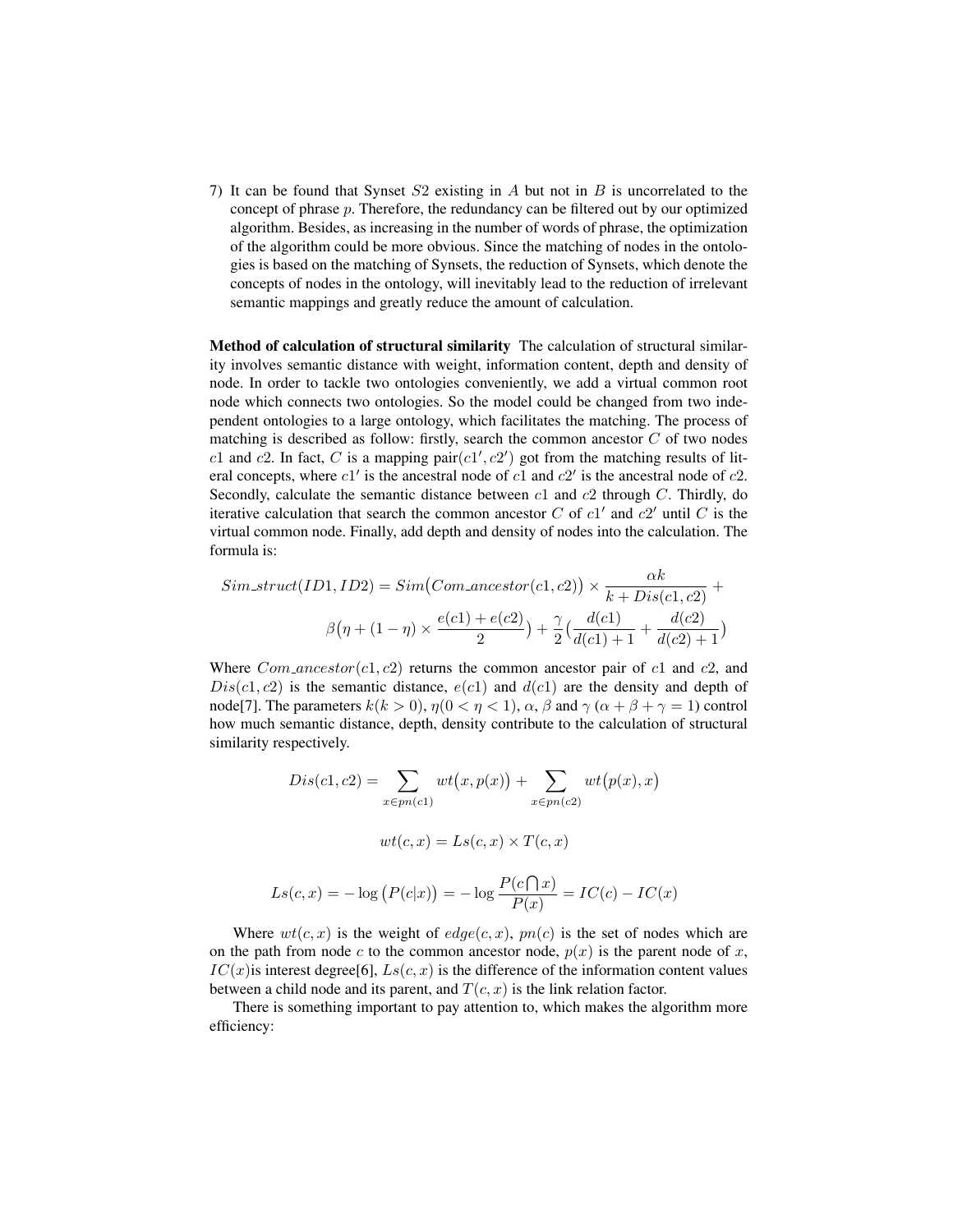7) It can be found that Synset $S2$ existing in $A$ but not in $B$ is uncorrelated to the concept of phrase $p$. Therefore, the redundancy can be filtered out by our optimized algorithm. Besides, as increasing in the number of words of phrase, the optimization of the algorithm could be more obvious. Since the matching of nodes in the ontologies is based on the matching of Synsets, the reduction of Synsets, which denote the concepts of nodes in the ontology, will inevitably lead to the reduction of irrelevant semantic mappings and greatly reduce the amount of calculation.

**Method of calculation of structural similarity** The calculation of structural similarity involves semantic distance with weight, information content, depth and density of node. In order to tackle two ontologies conveniently, we add a virtual common root node which connects two ontologies. So the model could be changed from two independent ontologies to a large ontology, which facilitates the matching. The process of matching is described as follow: firstly, search the common ancestor $C$ of two nodes $c1$ and $c2$. In fact, $C$ is a mapping pair$(c1', c2')$ got from the matching results of literal concepts, where $c1'$ is the ancestral node of $c1$ and $c2'$ is the ancestral node of $c2$. Secondly, calculate the semantic distance between $c1$ and $c2$ through $C$. Thirdly, do iterative calculation that search the common ancestor $C$ of $c1'$ and $c2'$ until $C$ is the virtual common node. Finally, add depth and density of nodes into the calculation. The formula is:

$$Sim\_struct(ID1, ID2) = Sim\big(Com\_ancestor(c1, c2)\big) \times \frac{\alpha k}{k + Dis(c1, c2)} + \beta\big(\eta + (1-\eta) \times \frac{e(c1) + e(c2)}{2}\big) + \frac{\gamma}{2}\big(\frac{d(c1)}{d(c1)+1} + \frac{d(c2)}{d(c2)+1}\big)$$

Where $Com\_ancestor(c1, c2)$ returns the common ancestor pair of $c1$ and $c2$, and $Dis(c1, c2)$ is the semantic distance, $e(c1)$ and $d(c1)$ are the density and depth of node[7]. The parameters $k(k > 0)$, $\eta(0 < \eta < 1)$, $\alpha$, $\beta$ and $\gamma$ $(\alpha + \beta + \gamma = 1)$ control how much semantic distance, depth, density contribute to the calculation of structural similarity respectively.

$$Dis(c1, c2) = \sum_{x \in pn(c1)} wt\big(x, p(x)\big) + \sum_{x \in pn(c2)} wt\big(p(x), x\big)$$

$$wt(c, x) = Ls(c, x) \times T(c, x)$$

$$Ls(c, x) = -\log\big(P(c|x)\big) = -\log\frac{P(c \bigcap x)}{P(x)} = IC(c) - IC(x)$$

Where $wt(c, x)$ is the weight of $edge(c, x)$, $pn(c)$ is the set of nodes which are on the path from node $c$ to the common ancestor node, $p(x)$ is the parent node of $x$, $IC(x)$is interest degree[6], $Ls(c, x)$ is the difference of the information content values between a child node and its parent, and $T(c, x)$ is the link relation factor.

There is something important to pay attention to, which makes the algorithm more efficiency: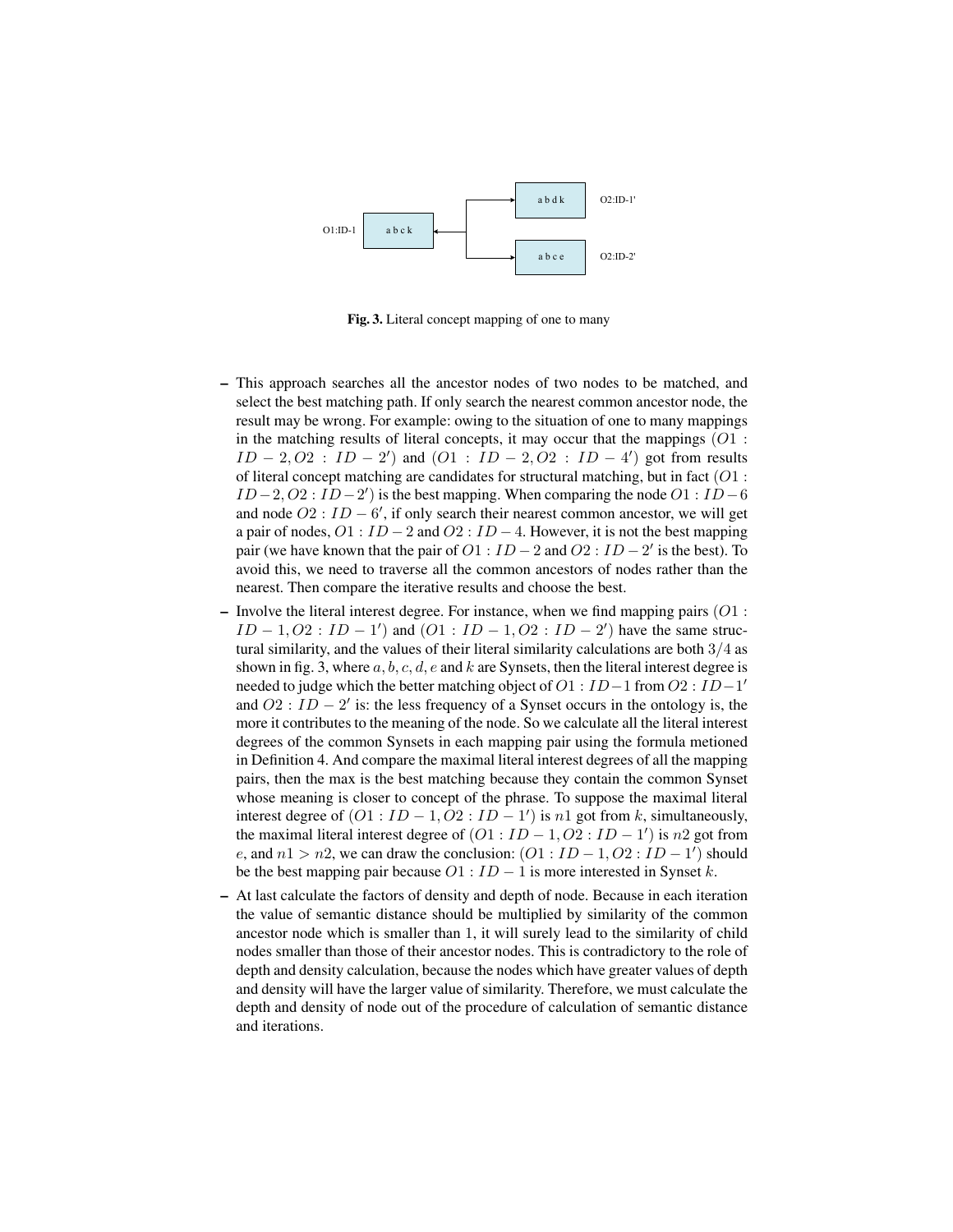Fig. 3. Literal concept mapping of one to many

- This approach searches all the ancestor nodes of two nodes to be matched, and select the best matching path. If only search the nearest common ancestor node, the result may be wrong. For example: owing to the situation of one to many mappings in the matching results of literal concepts, it may occur that the mappings $(O1 : ID-2, O2 : ID-2')$ and $(O1 : ID-2, O2 : ID-4')$ got from results of literal concept matching are candidates for structural matching, but in fact $(O1 : ID-2, O2 : ID-2')$ is the best mapping. When comparing the node $O1 : ID-6$ and node $O2 : ID-6'$, if only search their nearest common ancestor, we will get a pair of nodes, $O1 : ID-2$ and $O2 : ID-4$. However, it is not the best mapping pair (we have known that the pair of $O1 : ID-2$ and $O2 : ID-2'$ is the best). To avoid this, we need to traverse all the common ancestors of nodes rather than the nearest. Then compare the iterative results and choose the best.
- Involve the literal interest degree. For instance, when we find mapping pairs $(O1 : ID-1, O2 : ID-1')$ and $(O1 : ID-1, O2 : ID-2')$ have the same structural similarity, and the values of their literal similarity calculations are both $3/4$ as shown in fig. 3, where $a, b, c, d, e$ and $k$ are Synsets, then the literal interest degree is needed to judge which the better matching object of $O1 : ID-1$ from $O2 : ID-1'$ and $O2 : ID-2'$ is: the less frequency of a Synset occurs in the ontology is, the more it contributes to the meaning of the node. So we calculate all the literal interest degrees of the common Synsets in each mapping pair using the formula metioned in Definition 4. And compare the maximal literal interest degrees of all the mapping pairs, then the max is the best matching because they contain the common Synset whose meaning is closer to concept of the phrase. To suppose the maximal literal interest degree of $(O1 : ID-1, O2 : ID-1')$ is $n1$ got from $k$, simultaneously, the maximal literal interest degree of $(O1 : ID-1, O2 : ID-1')$ is $n2$ got from $e$, and $n1 > n2$, we can draw the conclusion: $(O1 : ID-1, O2 : ID-1')$ should be the best mapping pair because $O1 : ID-1$ is more interested in Synset $k$.
- At last calculate the factors of density and depth of node. Because in each iteration the value of semantic distance should be multiplied by similarity of the common ancestor node which is smaller than 1, it will surely lead to the similarity of child nodes smaller than those of their ancestor nodes. This is contradictory to the role of depth and density calculation, because the nodes which have greater values of depth and density will have the larger value of similarity. Therefore, we must calculate the depth and density of node out of the procedure of calculation of semantic distance and iterations.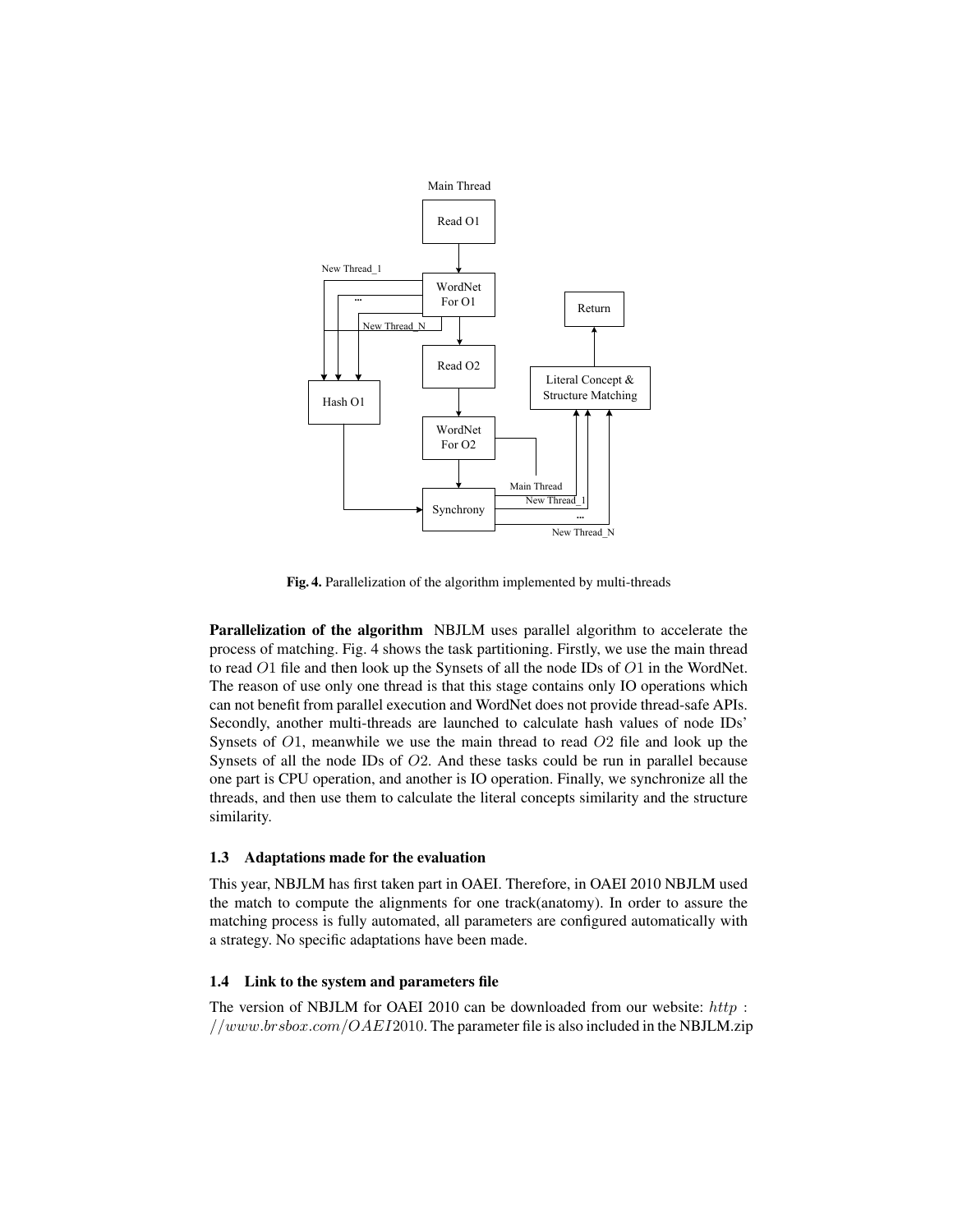**Fig. 4.** Parallelization of the algorithm implemented by multi-threads

**Parallelization of the algorithm** NBJLM uses parallel algorithm to accelerate the process of matching. Fig. 4 shows the task partitioning. Firstly, we use the main thread to read $O1$ file and then look up the Synsets of all the node IDs of $O1$ in the WordNet. The reason of use only one thread is that this stage contains only IO operations which can not benefit from parallel execution and WordNet does not provide thread-safe APIs. Secondly, another multi-threads are launched to calculate hash values of node IDs' Synsets of $O1$, meanwhile we use the main thread to read $O2$ file and look up the Synsets of all the node IDs of $O2$. And these tasks could be run in parallel because one part is CPU operation, and another is IO operation. Finally, we synchronize all the threads, and then use them to calculate the literal concepts similarity and the structure similarity.

### 1.3 Adaptations made for the evaluation

This year, NBJLM has first taken part in OAEI. Therefore, in OAEI 2010 NBJLM used the match to compute the alignments for one track(anatomy). In order to assure the matching process is fully automated, all parameters are configured automatically with a strategy. No specific adaptations have been made.

### 1.4 Link to the system and parameters file

The version of NBJLM for OAEI 2010 can be downloaded from our website: http://www.brsbox.com/OAEI2010. The parameter file is also included in the NBJLM.zip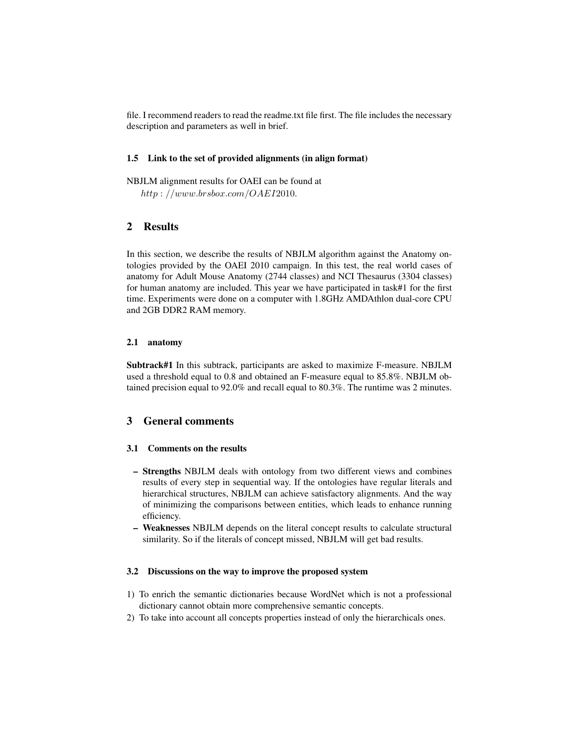file. I recommend readers to read the readme.txt file first. The file includes the necessary description and parameters as well in brief.

### 1.5 Link to the set of provided alignments (in align format)

NBJLM alignment results for OAEI can be found at
$http://www.brsbox.com/OAEI2010$.

## 2 Results

In this section, we describe the results of NBJLM algorithm against the Anatomy ontologies provided by the OAEI 2010 campaign. In this test, the real world cases of anatomy for Adult Mouse Anatomy (2744 classes) and NCI Thesaurus (3304 classes) for human anatomy are included. This year we have participated in task#1 for the first time. Experiments were done on a computer with 1.8GHz AMDAthlon dual-core CPU and 2GB DDR2 RAM memory.

### 2.1 anatomy

**Subtrack#1** In this subtrack, participants are asked to maximize F-measure. NBJLM used a threshold equal to 0.8 and obtained an F-measure equal to 85.8%. NBJLM obtained precision equal to 92.0% and recall equal to 80.3%. The runtime was 2 minutes.

## 3 General comments

### 3.1 Comments on the results

- **Strengths** NBJLM deals with ontology from two different views and combines results of every step in sequential way. If the ontologies have regular literals and hierarchical structures, NBJLM can achieve satisfactory alignments. And the way of minimizing the comparisons between entities, which leads to enhance running efficiency.
- **Weaknesses** NBJLM depends on the literal concept results to calculate structural similarity. So if the literals of concept missed, NBJLM will get bad results.

### 3.2 Discussions on the way to improve the proposed system

1) To enrich the semantic dictionaries because WordNet which is not a professional dictionary cannot obtain more comprehensive semantic concepts.
2) To take into account all concepts properties instead of only the hierarchicals ones.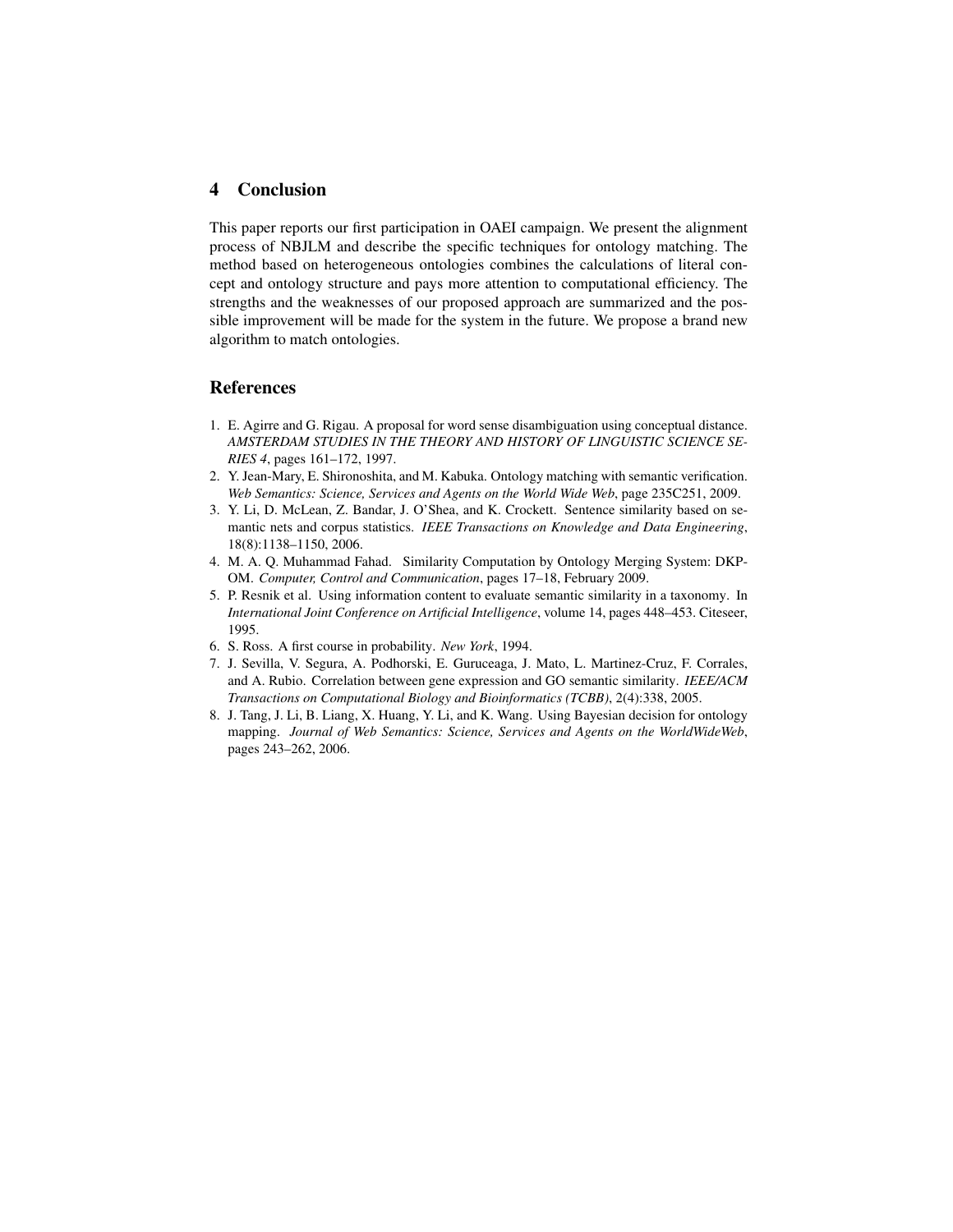## 4 Conclusion

This paper reports our first participation in OAEI campaign. We present the alignment process of NBJLM and describe the specific techniques for ontology matching. The method based on heterogeneous ontologies combines the calculations of literal concept and ontology structure and pays more attention to computational efficiency. The strengths and the weaknesses of our proposed approach are summarized and the possible improvement will be made for the system in the future. We propose a brand new algorithm to match ontologies.

## References

1. E. Agirre and G. Rigau. A proposal for word sense disambiguation using conceptual distance. *AMSTERDAM STUDIES IN THE THEORY AND HISTORY OF LINGUISTIC SCIENCE SERIES 4*, pages 161–172, 1997.
2. Y. Jean-Mary, E. Shironoshita, and M. Kabuka. Ontology matching with semantic verification. *Web Semantics: Science, Services and Agents on the World Wide Web*, page 235C251, 2009.
3. Y. Li, D. McLean, Z. Bandar, J. O'Shea, and K. Crockett. Sentence similarity based on semantic nets and corpus statistics. *IEEE Transactions on Knowledge and Data Engineering*, 18(8):1138–1150, 2006.
4. M. A. Q. Muhammad Fahad. Similarity Computation by Ontology Merging System: DKP-OM. *Computer, Control and Communication*, pages 17–18, February 2009.
5. P. Resnik et al. Using information content to evaluate semantic similarity in a taxonomy. In *International Joint Conference on Artificial Intelligence*, volume 14, pages 448–453. Citeseer, 1995.
6. S. Ross. A first course in probability. *New York*, 1994.
7. J. Sevilla, V. Segura, A. Podhorski, E. Guruceaga, J. Mato, L. Martinez-Cruz, F. Corrales, and A. Rubio. Correlation between gene expression and GO semantic similarity. *IEEE/ACM Transactions on Computational Biology and Bioinformatics (TCBB)*, 2(4):338, 2005.
8. J. Tang, J. Li, B. Liang, X. Huang, Y. Li, and K. Wang. Using Bayesian decision for ontology mapping. *Journal of Web Semantics: Science, Services and Agents on the WorldWideWeb*, pages 243–262, 2006.